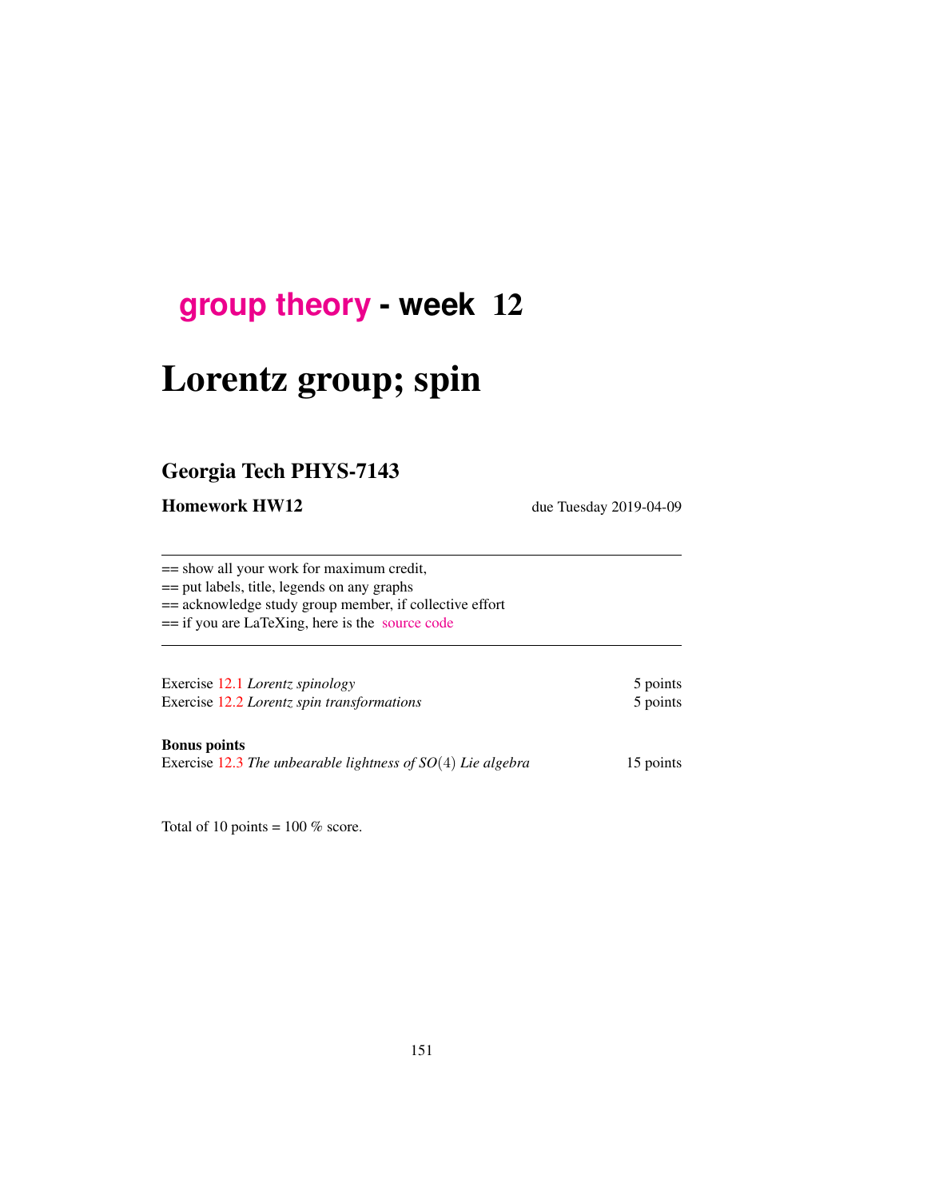# group theory - week 12

# Lorentz group; spin

## Georgia Tech PHYS-7143

**Homework HW12** due Tuesday 2019-04-09

== show all your work for maximum credit,
== put labels, title, legends on any graphs
== acknowledge study group member, if collective effort
== if you are LaTeXing, here is the source code

| | |
|---|---|
| Exercise 12.1 *Lorentz spinology* | 5 points |
| Exercise 12.2 *Lorentz spin transformations* | 5 points |

**Bonus points**

| | |
|---|---|
| Exercise 12.3 *The unbearable lightness of $SO(4)$ Lie algebra* | 15 points |

Total of 10 points = 100 % score.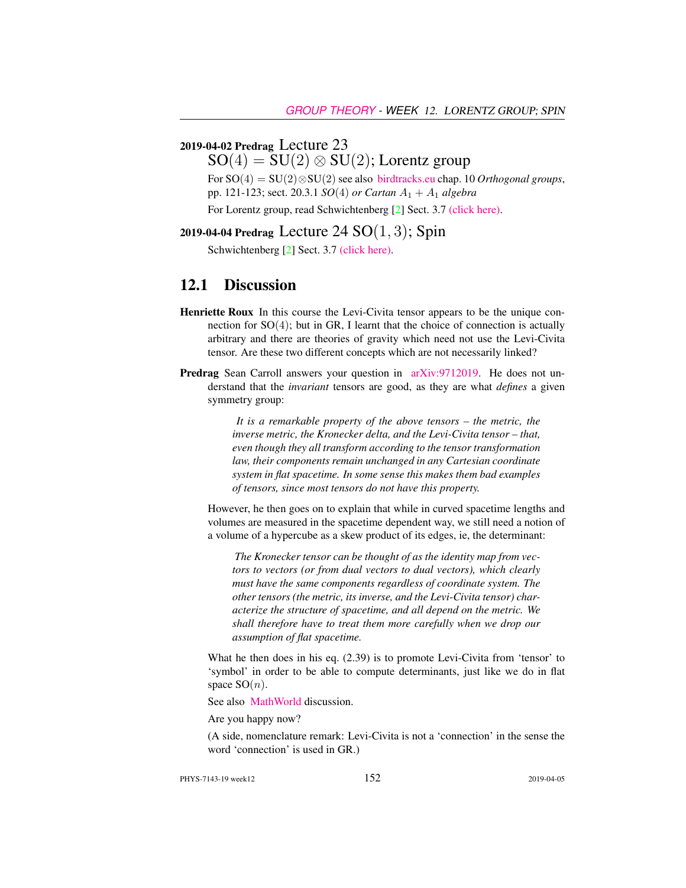**2019-04-02 Predrag** Lecture 23
$\mathrm{SO}(4) = \mathrm{SU}(2) \otimes \mathrm{SU}(2)$; Lorentz group

For $\mathrm{SO}(4) = \mathrm{SU}(2) \otimes \mathrm{SU}(2)$ see also birdtracks.eu chap. 10 *Orthogonal groups*, pp. 121-123; sect. 20.3.1 *SO*(4) *or Cartan* $A_1 + A_1$ *algebra*

For Lorentz group, read Schwichtenberg [2] Sect. 3.7 (click here).

**2019-04-04 Predrag** Lecture 24 $\mathrm{SO}(1,3)$; Spin

Schwichtenberg [2] Sect. 3.7 (click here).

## 12.1 Discussion

**Henriette Roux** In this course the Levi-Civita tensor appears to be the unique connection for $\mathrm{SO}(4)$; but in GR, I learnt that the choice of connection is actually arbitrary and there are theories of gravity which need not use the Levi-Civita tensor. Are these two different concepts which are not necessarily linked?

**Predrag** Sean Carroll answers your question in arXiv:9712019. He does not understand that the *invariant* tensors are good, as they are what *defines* a given symmetry group:

> *It is a remarkable property of the above tensors – the metric, the inverse metric, the Kronecker delta, and the Levi-Civita tensor – that, even though they all transform according to the tensor transformation law, their components remain unchanged in any Cartesian coordinate system in flat spacetime. In some sense this makes them bad examples of tensors, since most tensors do not have this property.*

However, he then goes on to explain that while in curved spacetime lengths and volumes are measured in the spacetime dependent way, we still need a notion of a volume of a hypercube as a skew product of its edges, ie, the determinant:

> *The Kronecker tensor can be thought of as the identity map from vectors to vectors (or from dual vectors to dual vectors), which clearly must have the same components regardless of coordinate system. The other tensors (the metric, its inverse, and the Levi-Civita tensor) characterize the structure of spacetime, and all depend on the metric. We shall therefore have to treat them more carefully when we drop our assumption of flat spacetime.*

What he then does in his eq. (2.39) is to promote Levi-Civita from 'tensor' to 'symbol' in order to be able to compute determinants, just like we do in flat space $\mathrm{SO}(n)$.

See also MathWorld discussion.

Are you happy now?

(A side, nomenclature remark: Levi-Civita is not a 'connection' in the sense the word 'connection' is used in GR.)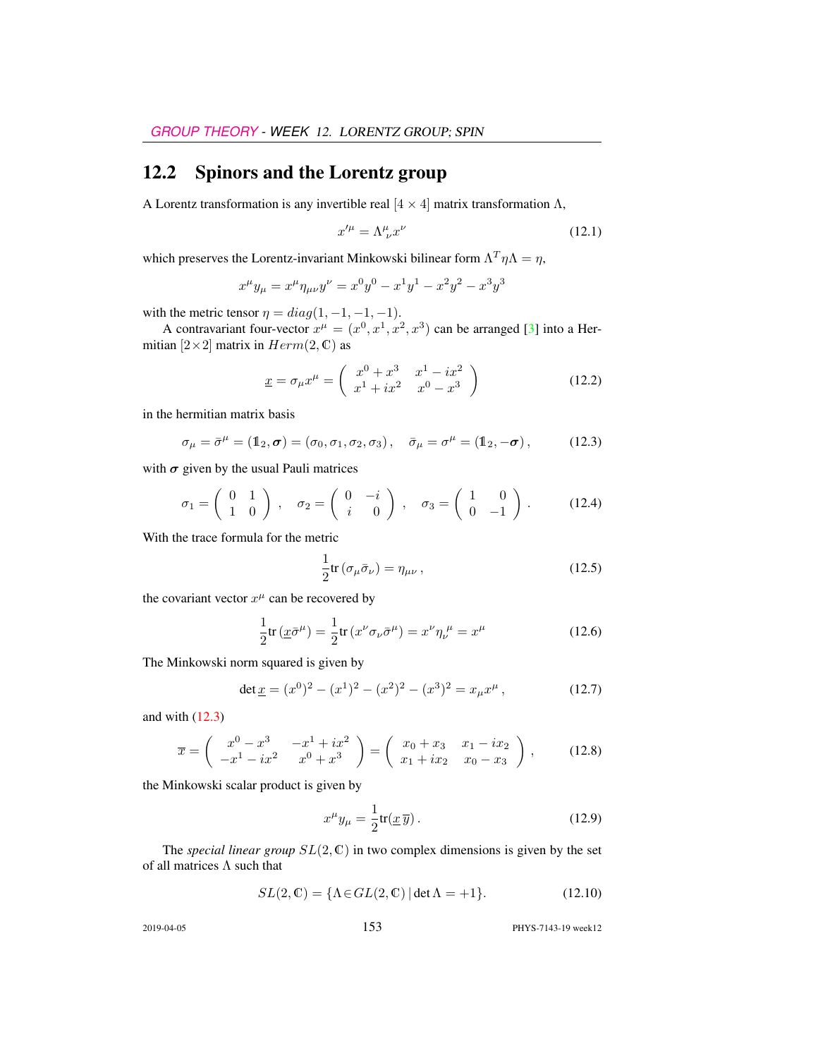## 12.2 Spinors and the Lorentz group

A Lorentz transformation is any invertible real $[4 \times 4]$ matrix transformation $\Lambda$,

$$x'^{\mu} = \Lambda^{\mu}_{\ \nu} x^{\nu} \tag{12.1}$$

which preserves the Lorentz-invariant Minkowski bilinear form $\Lambda^T \eta \Lambda = \eta$,

$$x^{\mu} y_{\mu} = x^{\mu} \eta_{\mu\nu} y^{\nu} = x^0 y^0 - x^1 y^1 - x^2 y^2 - x^3 y^3$$

with the metric tensor $\eta = diag(1, -1, -1, -1)$.

A contravariant four-vector $x^{\mu} = (x^0, x^1, x^2, x^3)$ can be arranged [3] into a Hermitian $[2 \times 2]$ matrix in $Herm(2, \mathbb{C})$ as

$$\underline{x} = \sigma_{\mu} x^{\mu} = \begin{pmatrix} x^0 + x^3 & x^1 - ix^2 \\ x^1 + ix^2 & x^0 - x^3 \end{pmatrix} \tag{12.2}$$

in the hermitian matrix basis

$$\sigma_{\mu} = \bar{\sigma}^{\mu} = (\mathbb{1}_2, \boldsymbol{\sigma}) = (\sigma_0, \sigma_1, \sigma_2, \sigma_3)\,, \quad \bar{\sigma}_{\mu} = \sigma^{\mu} = (\mathbb{1}_2, -\boldsymbol{\sigma})\,, \tag{12.3}$$

with $\boldsymbol{\sigma}$ given by the usual Pauli matrices

$$\sigma_1 = \begin{pmatrix} 0 & 1 \\ 1 & 0 \end{pmatrix}\,, \quad \sigma_2 = \begin{pmatrix} 0 & -i \\ i & 0 \end{pmatrix}\,, \quad \sigma_3 = \begin{pmatrix} 1 & 0 \\ 0 & -1 \end{pmatrix}\,. \tag{12.4}$$

With the trace formula for the metric

$$\frac{1}{2} \mathrm{tr}\,(\sigma_{\mu} \bar{\sigma}_{\nu}) = \eta_{\mu\nu}\,, \tag{12.5}$$

the covariant vector $x^{\mu}$ can be recovered by

$$\frac{1}{2} \mathrm{tr}\,(\underline{x} \bar{\sigma}^{\mu}) = \frac{1}{2} \mathrm{tr}\,(x^{\nu} \sigma_{\nu} \bar{\sigma}^{\mu}) = x^{\nu} \eta_{\nu}^{\ \mu} = x^{\mu} \tag{12.6}$$

The Minkowski norm squared is given by

$$\det \underline{x} = (x^0)^2 - (x^1)^2 - (x^2)^2 - (x^3)^2 = x_{\mu} x^{\mu}\,, \tag{12.7}$$

and with (12.3)

$$\overline{x} = \begin{pmatrix} x^0 - x^3 & -x^1 + ix^2 \\ -x^1 - ix^2 & x^0 + x^3 \end{pmatrix} = \begin{pmatrix} x_0 + x_3 & x_1 - ix_2 \\ x_1 + ix_2 & x_0 - x_3 \end{pmatrix}\,, \tag{12.8}$$

the Minkowski scalar product is given by

$$x^{\mu} y_{\mu} = \frac{1}{2} \mathrm{tr}(\underline{x}\, \overline{y})\,. \tag{12.9}$$

The *special linear group* $SL(2, \mathbb{C})$ in two complex dimensions is given by the set of all matrices $\Lambda$ such that

$$SL(2, \mathbb{C}) = \{\Lambda \in GL(2, \mathbb{C}) \,|\, \det \Lambda = +1\}. \tag{12.10}$$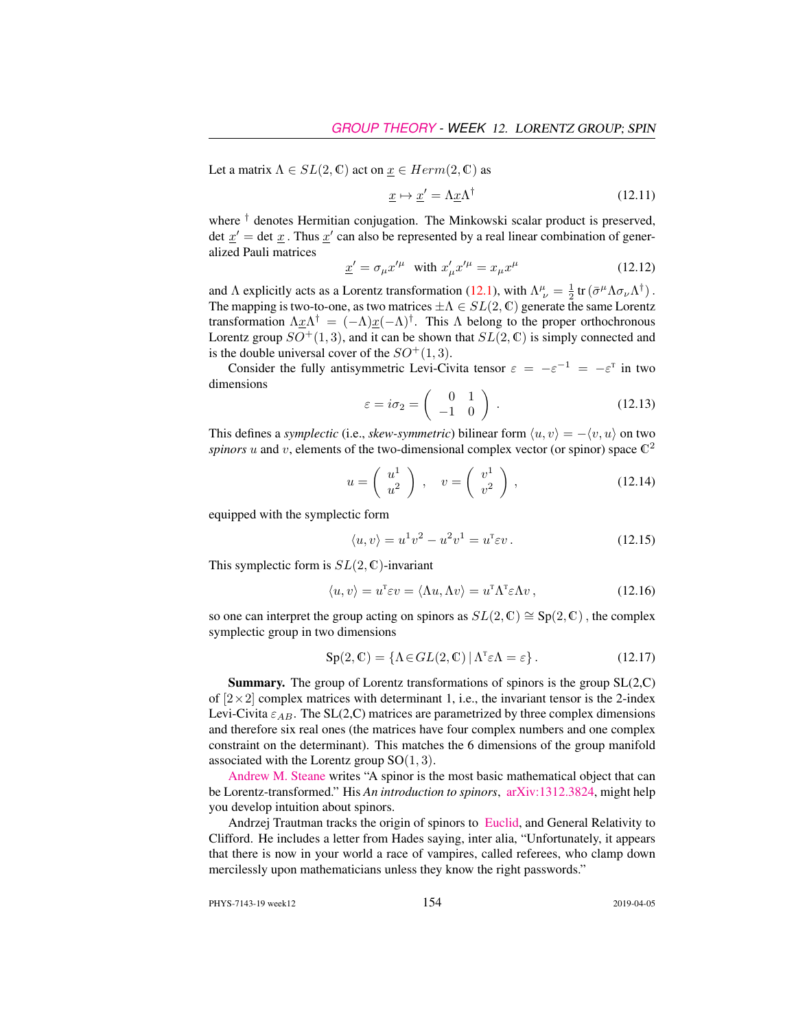Let a matrix $\Lambda \in SL(2, \mathbb{C})$ act on $\underline{x} \in Herm(2, \mathbb{C})$ as

$$\underline{x} \mapsto \underline{x}' = \Lambda \underline{x} \Lambda^\dagger \tag{12.11}$$

where $^\dagger$ denotes Hermitian conjugation. The Minkowski scalar product is preserved, det $\underline{x}'$ = det $\underline{x}$. Thus $\underline{x}'$ can also be represented by a real linear combination of generalized Pauli matrices

$$\underline{x}' = \sigma_\mu x'^\mu \quad \text{with } x'_\mu x'^\mu = x_\mu x^\mu \tag{12.12}$$

and $\Lambda$ explicitly acts as a Lorentz transformation (12.1), with $\Lambda^\mu_{\ \nu} = \frac{1}{2}\,\mathrm{tr}\,(\bar{\sigma}^\mu \Lambda \sigma_\nu \Lambda^\dagger)$. The mapping is two-to-one, as two matrices $\pm\Lambda \in SL(2, \mathbb{C})$ generate the same Lorentz transformation $\Lambda \underline{x} \Lambda^\dagger = (-\Lambda)\underline{x}(-\Lambda)^\dagger$. This $\Lambda$ belong to the proper orthochronous Lorentz group $SO^+(1,3)$, and it can be shown that $SL(2, \mathbb{C})$ is simply connected and is the double universal cover of the $SO^+(1,3)$.

Consider the fully antisymmetric Levi-Civita tensor $\varepsilon = -\varepsilon^{-1} = -\varepsilon^{\mathrm{T}}$ in two dimensions

$$\varepsilon = i\sigma_2 = \begin{pmatrix} 0 & 1 \\ -1 & 0 \end{pmatrix} . \tag{12.13}$$

This defines a *symplectic* (i.e., *skew-symmetric*) bilinear form $\langle u, v \rangle = -\langle v, u \rangle$ on two *spinors* $u$ and $v$, elements of the two-dimensional complex vector (or spinor) space $\mathbb{C}^2$

$$u = \begin{pmatrix} u^1 \\ u^2 \end{pmatrix} , \quad v = \begin{pmatrix} v^1 \\ v^2 \end{pmatrix} , \tag{12.14}$$

equipped with the symplectic form

$$\langle u, v \rangle = u^1 v^2 - u^2 v^1 = u^{\mathrm{T}} \varepsilon v \,. \tag{12.15}$$

This symplectic form is $SL(2, \mathbb{C})$-invariant

$$\langle u, v \rangle = u^{\mathrm{T}} \varepsilon v = \langle \Lambda u, \Lambda v \rangle = u^{\mathrm{T}} \Lambda^{\mathrm{T}} \varepsilon \Lambda v \,, \tag{12.16}$$

so one can interpret the group acting on spinors as $SL(2, \mathbb{C}) \cong \mathrm{Sp}(2, \mathbb{C})$, the complex symplectic group in two dimensions

$$\mathrm{Sp}(2, \mathbb{C}) = \{\Lambda \in GL(2, \mathbb{C}) \,|\, \Lambda^{\mathrm{T}} \varepsilon \Lambda = \varepsilon\} \,. \tag{12.17}$$

**Summary.** The group of Lorentz transformations of spinors is the group SL(2,C) of $[2 \times 2]$ complex matrices with determinant 1, i.e., the invariant tensor is the 2-index Levi-Civita $\varepsilon_{AB}$. The SL(2,C) matrices are parametrized by three complex dimensions and therefore six real ones (the matrices have four complex numbers and one complex constraint on the determinant). This matches the 6 dimensions of the group manifold associated with the Lorentz group SO(1, 3).

Andrew M. Steane writes "A spinor is the most basic mathematical object that can be Lorentz-transformed." His *An introduction to spinors*, arXiv:1312.3824, might help you develop intuition about spinors.

Andrzej Trautman tracks the origin of spinors to Euclid, and General Relativity to Clifford. He includes a letter from Hades saying, inter alia, "Unfortunately, it appears that there is now in your world a race of vampires, called referees, who clamp down mercilessly upon mathematicians unless they know the right passwords."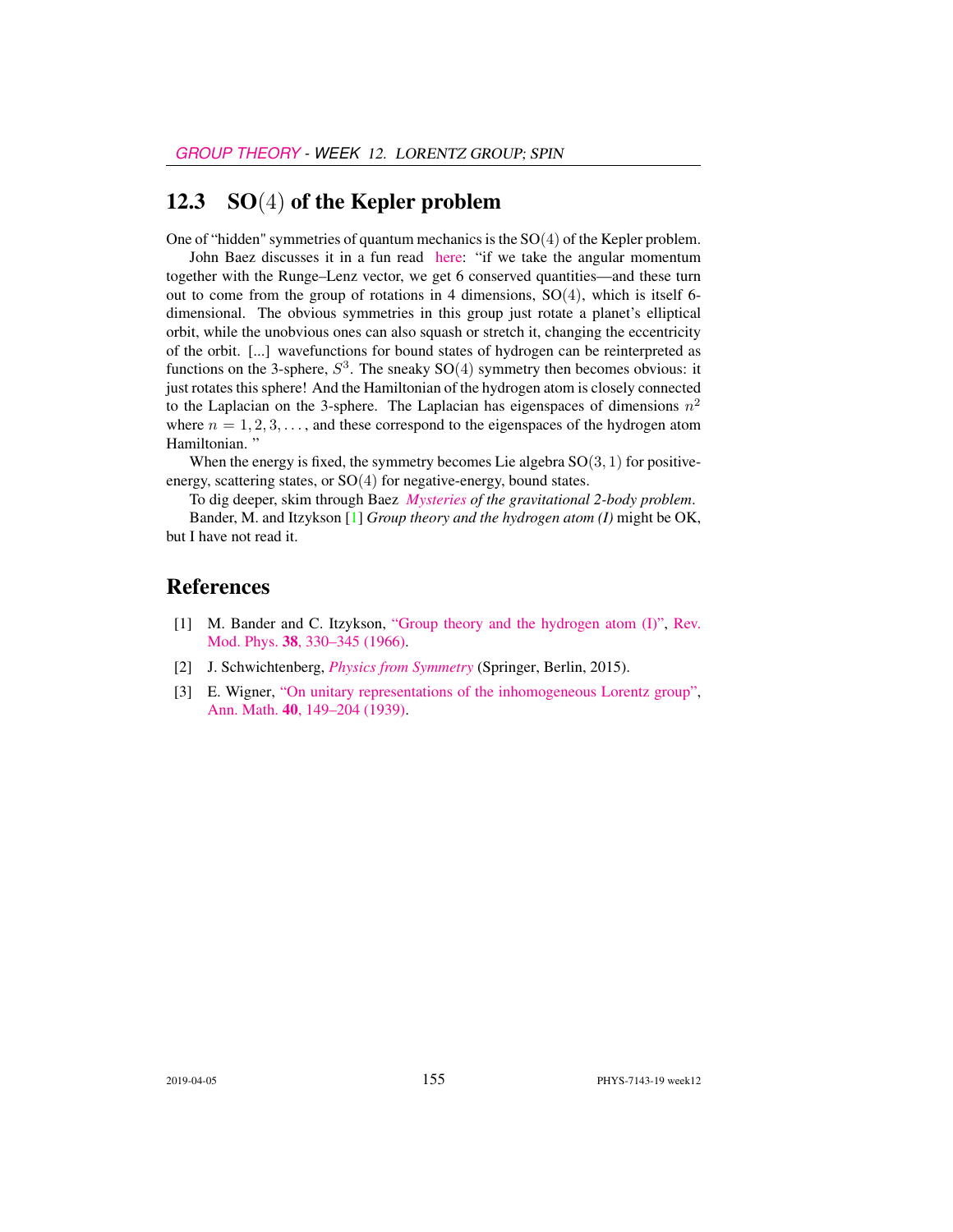## 12.3 SO(4) of the Kepler problem

One of "hidden" symmetries of quantum mechanics is the $\mathrm{SO}(4)$ of the Kepler problem.

John Baez discusses it in a fun read here: "if we take the angular momentum together with the Runge–Lenz vector, we get 6 conserved quantities—and these turn out to come from the group of rotations in 4 dimensions, $\mathrm{SO}(4)$, which is itself 6-dimensional. The obvious symmetries in this group just rotate a planet's elliptical orbit, while the unobvious ones can also squash or stretch it, changing the eccentricity of the orbit. [...] wavefunctions for bound states of hydrogen can be reinterpreted as functions on the 3-sphere, $S^3$. The sneaky $\mathrm{SO}(4)$ symmetry then becomes obvious: it just rotates this sphere! And the Hamiltonian of the hydrogen atom is closely connected to the Laplacian on the 3-sphere. The Laplacian has eigenspaces of dimensions $n^2$ where $n = 1, 2, 3, \ldots$, and these correspond to the eigenspaces of the hydrogen atom Hamiltonian. "

When the energy is fixed, the symmetry becomes Lie algebra $\mathrm{SO}(3, 1)$ for positive-energy, scattering states, or $\mathrm{SO}(4)$ for negative-energy, bound states.

To dig deeper, skim through Baez *Mysteries of the gravitational 2-body problem*.

Bander, M. and Itzykson [1] *Group theory and the hydrogen atom (I)* might be OK, but I have not read it.

## References

[1] M. Bander and C. Itzykson, "Group theory and the hydrogen atom (I)", Rev. Mod. Phys. **38**, 330–345 (1966).

[2] J. Schwichtenberg, *Physics from Symmetry* (Springer, Berlin, 2015).

[3] E. Wigner, "On unitary representations of the inhomogeneous Lorentz group", Ann. Math. **40**, 149–204 (1939).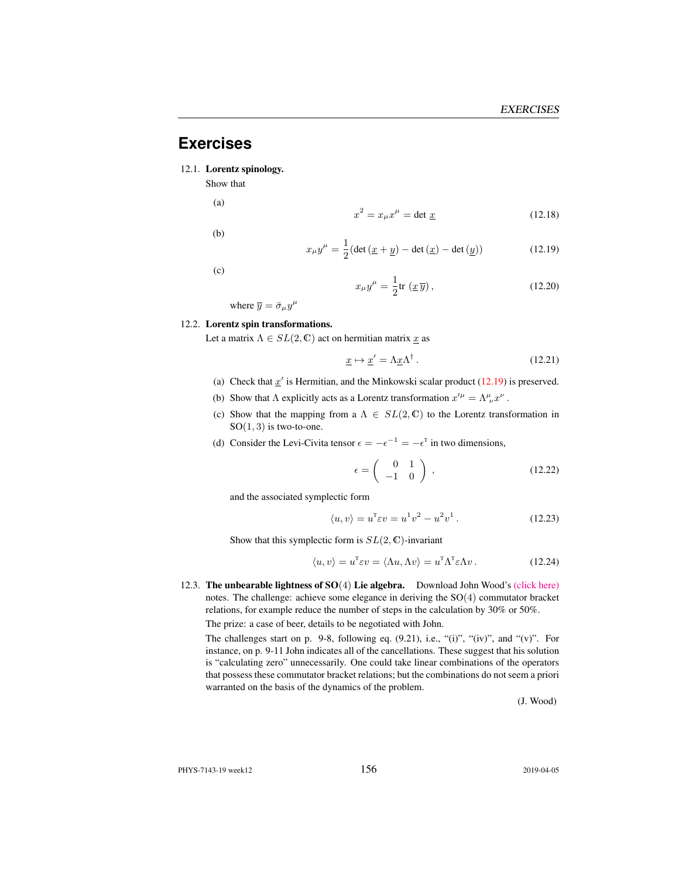## Exercises

12.1. **Lorentz spinology.**

Show that

(a)
$$x^2 = x_\mu x^\mu = \det\,\underline{x} \tag{12.18}$$

(b)
$$x_\mu y^\mu = \frac{1}{2}(\det\,(\underline{x}+\underline{y}) - \det\,(\underline{x}) - \det\,(\underline{y})) \tag{12.19}$$

(c)
$$x_\mu y^\mu = \frac{1}{2}\mathrm{tr}\,(\underline{x}\,\overline{y})\,, \tag{12.20}$$

where $\overline{y} = \bar{\sigma}_\mu y^\mu$

12.2. **Lorentz spin transformations.**

Let a matrix $\Lambda \in SL(2,\mathbb{C})$ act on hermitian matrix $\underline{x}$ as

$$\underline{x} \mapsto \underline{x}' = \Lambda \underline{x} \Lambda^\dagger\,. \tag{12.21}$$

(a) Check that $\underline{x}'$ is Hermitian, and the Minkowski scalar product (12.19) is preserved.

(b) Show that $\Lambda$ explicitly acts as a Lorentz transformation $x'^\mu = \Lambda^\mu{}_\nu x^\nu$ .

(c) Show that the mapping from a $\Lambda \in SL(2,\mathbb{C})$ to the Lorentz transformation in $\mathrm{SO}(1,3)$ is two-to-one.

(d) Consider the Levi-Civita tensor $\epsilon = -\epsilon^{-1} = -\epsilon^{\mathrm{T}}$ in two dimensions,

$$\epsilon = \begin{pmatrix} 0 & 1 \\ -1 & 0 \end{pmatrix}\,, \tag{12.22}$$

and the associated symplectic form

$$\langle u, v\rangle = u^{\mathrm{T}}\varepsilon v = u^1 v^2 - u^2 v^1\,. \tag{12.23}$$

Show that this symplectic form is $SL(2,\mathbb{C})$-invariant

$$\langle u, v\rangle = u^{\mathrm{T}}\varepsilon v = \langle \Lambda u, \Lambda v\rangle = u^{\mathrm{T}}\Lambda^{\mathrm{T}}\varepsilon \Lambda v\,. \tag{12.24}$$

12.3. **The unbearable lightness of $\mathrm{SO}(4)$ Lie algebra.** Download John Wood's (click here) notes. The challenge: achieve some elegance in deriving the $\mathrm{SO}(4)$ commutator bracket relations, for example reduce the number of steps in the calculation by 30% or 50%.

The prize: a case of beer, details to be negotiated with John.

The challenges start on p. 9-8, following eq. (9.21), i.e., "(i)", "(iv)", and "(v)". For instance, on p. 9-11 John indicates all of the cancellations. These suggest that his solution is "calculating zero" unnecessarily. One could take linear combinations of the operators that possess these commutator bracket relations; but the combinations do not seem a priori warranted on the basis of the dynamics of the problem.

(J. Wood)